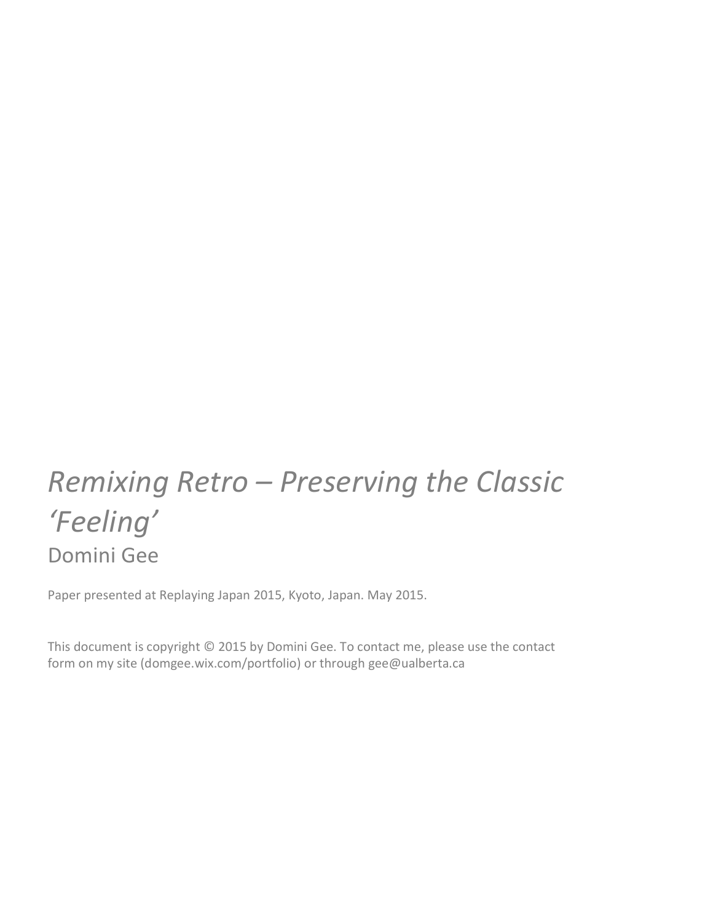# *Remixing Retro – Preserving the Classic 'Feeling'*

## Domini Gee

Paper presented at Replaying Japan 2015, Kyoto, Japan. May 2015.

This document is copyright © 2015 by Domini Gee. To contact me, please use the contact form on my site (domgee.wix.com/portfolio) or through gee@ualberta.ca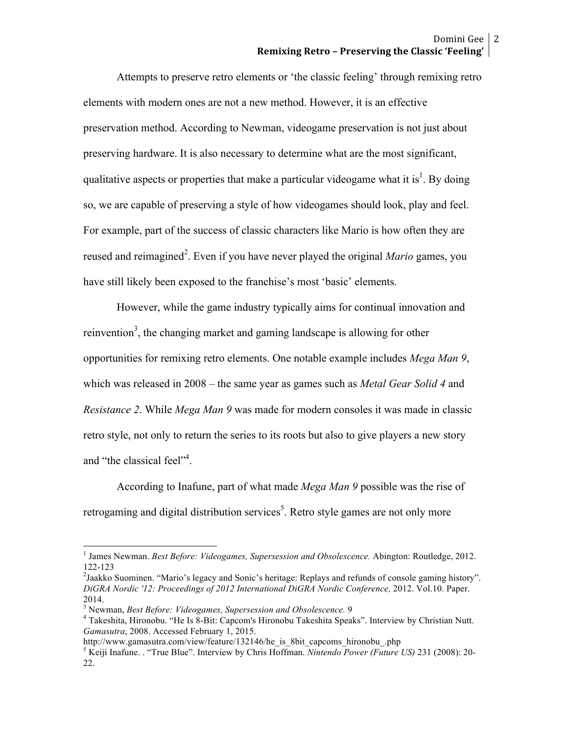Attempts to preserve retro elements or 'the classic feeling' through remixing retro elements with modern ones are not a new method. However, it is an effective preservation method. According to Newman, videogame preservation is not just about preserving hardware. It is also necessary to determine what are the most significant, qualitative aspects or properties that make a particular videogame what it is[1]. By doing so, we are capable of preserving a style of how videogames should look, play and feel. For example, part of the success of classic characters like Mario is how often they are reused and reimagined[2]. Even if you have never played the original *Mario* games, you have still likely been exposed to the franchise's most 'basic' elements.

However, while the game industry typically aims for continual innovation and reinvention[3], the changing market and gaming landscape is allowing for other opportunities for remixing retro elements. One notable example includes *Mega Man 9*, which was released in 2008 – the same year as games such as *Metal Gear Solid 4* and *Resistance 2*. While *Mega Man 9* was made for modern consoles it was made in classic retro style, not only to return the series to its roots but also to give players a new story and "the classical feel"[4].

According to Inafune, part of what made *Mega Man 9* possible was the rise of retrogaming and digital distribution services[5]. Retro style games are not only more

---

[1] James Newman. *Best Before: Videogames, Supersession and Obsolescence.* Abington: Routledge, 2012. 122-123

[2] Jaakko Suominen. "Mario's legacy and Sonic's heritage: Replays and refunds of console gaming history". *DiGRA Nordic '12: Proceedings of 2012 International DiGRA Nordic Conference,* 2012. Vol.10. Paper. 2014.

[3] Newman, *Best Before: Videogames, Supersession and Obsolescence.* 9

[4] Takeshita, Hironobu. "He Is 8-Bit: Capcom's Hironobu Takeshita Speaks". Interview by Christian Nutt. *Gamasutra*, 2008. Accessed February 1, 2015. http://www.gamasutra.com/view/feature/132146/he_is_8bit_capcoms_hironobu_.php

[5] Keiji Inafune. . "True Blue". Interview by Chris Hoffman. *Nintendo Power (Future US)* 231 (2008): 20-22.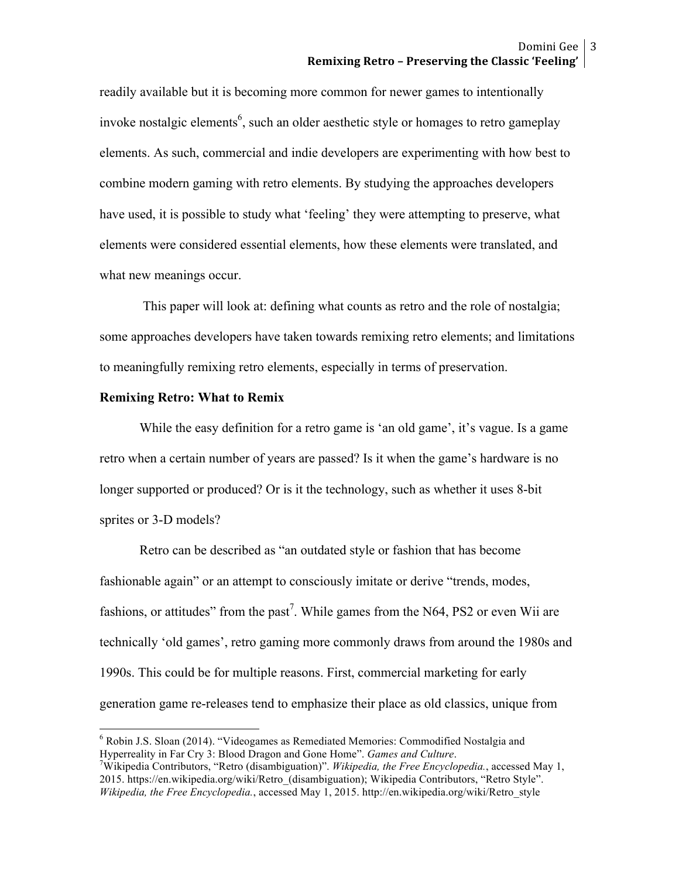readily available but it is becoming more common for newer games to intentionally invoke nostalgic elements[6], such an older aesthetic style or homages to retro gameplay elements. As such, commercial and indie developers are experimenting with how best to combine modern gaming with retro elements. By studying the approaches developers have used, it is possible to study what 'feeling' they were attempting to preserve, what elements were considered essential elements, how these elements were translated, and what new meanings occur.

This paper will look at: defining what counts as retro and the role of nostalgia; some approaches developers have taken towards remixing retro elements; and limitations to meaningfully remixing retro elements, especially in terms of preservation.

**Remixing Retro: What to Remix**

While the easy definition for a retro game is 'an old game', it's vague. Is a game retro when a certain number of years are passed? Is it when the game's hardware is no longer supported or produced? Or is it the technology, such as whether it uses 8-bit sprites or 3-D models?

Retro can be described as "an outdated style or fashion that has become fashionable again" or an attempt to consciously imitate or derive "trends, modes, fashions, or attitudes" from the past[7]. While games from the N64, PS2 or even Wii are technically 'old games', retro gaming more commonly draws from around the 1980s and 1990s. This could be for multiple reasons. First, commercial marketing for early generation game re-releases tend to emphasize their place as old classics, unique from

---

[6] Robin J.S. Sloan (2014). "Videogames as Remediated Memories: Commodified Nostalgia and Hyperreality in Far Cry 3: Blood Dragon and Gone Home". *Games and Culture*.

[7] Wikipedia Contributors, "Retro (disambiguation)". *Wikipedia, the Free Encyclopedia.*, accessed May 1, 2015. https://en.wikipedia.org/wiki/Retro_(disambiguation); Wikipedia Contributors, "Retro Style". *Wikipedia, the Free Encyclopedia.*, accessed May 1, 2015. http://en.wikipedia.org/wiki/Retro_style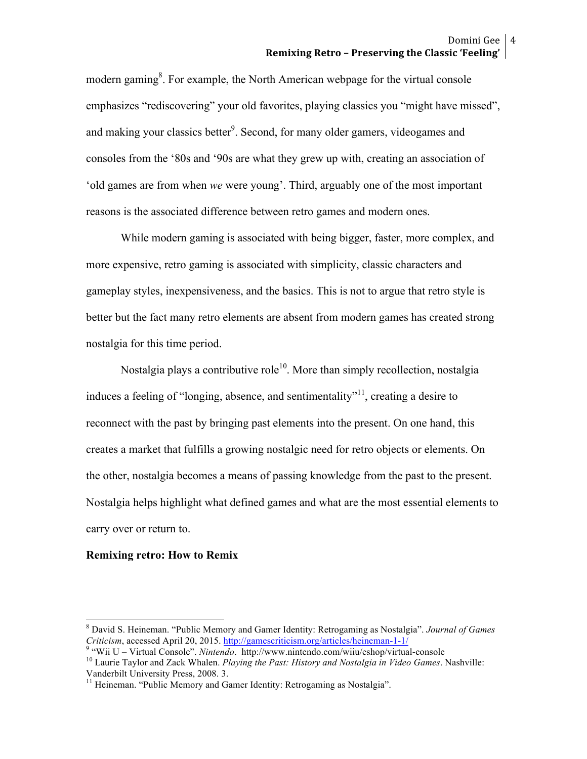modern gaming[8]. For example, the North American webpage for the virtual console emphasizes "rediscovering" your old favorites, playing classics you "might have missed", and making your classics better[9]. Second, for many older gamers, videogames and consoles from the '80s and '90s are what they grew up with, creating an association of 'old games are from when *we* were young'. Third, arguably one of the most important reasons is the associated difference between retro games and modern ones.

While modern gaming is associated with being bigger, faster, more complex, and more expensive, retro gaming is associated with simplicity, classic characters and gameplay styles, inexpensiveness, and the basics. This is not to argue that retro style is better but the fact many retro elements are absent from modern games has created strong nostalgia for this time period.

Nostalgia plays a contributive role[10]. More than simply recollection, nostalgia induces a feeling of "longing, absence, and sentimentality"[11], creating a desire to reconnect with the past by bringing past elements into the present. On one hand, this creates a market that fulfills a growing nostalgic need for retro objects or elements. On the other, nostalgia becomes a means of passing knowledge from the past to the present. Nostalgia helps highlight what defined games and what are the most essential elements to carry over or return to.

**Remixing retro: How to Remix**

---

[8] David S. Heineman. "Public Memory and Gamer Identity: Retrogaming as Nostalgia". *Journal of Games Criticism*, accessed April 20, 2015. http://gamescriticism.org/articles/heineman-1-1/

[9] "Wii U – Virtual Console". *Nintendo*. http://www.nintendo.com/wiiu/eshop/virtual-console

[10] Laurie Taylor and Zack Whalen. *Playing the Past: History and Nostalgia in Video Games*. Nashville: Vanderbilt University Press, 2008. 3.

[11] Heineman. "Public Memory and Gamer Identity: Retrogaming as Nostalgia".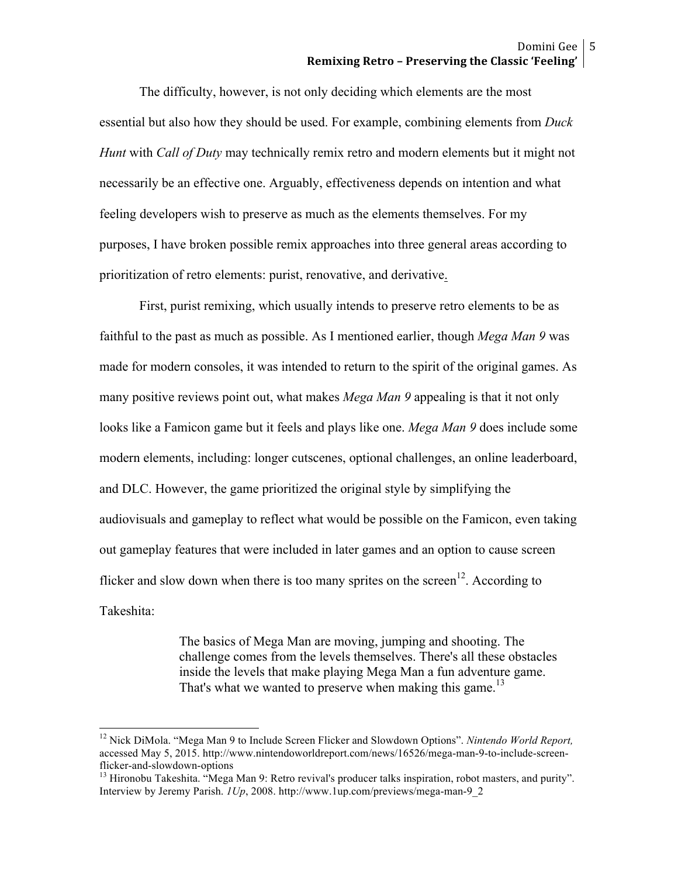The difficulty, however, is not only deciding which elements are the most essential but also how they should be used. For example, combining elements from *Duck Hunt* with *Call of Duty* may technically remix retro and modern elements but it might not necessarily be an effective one. Arguably, effectiveness depends on intention and what feeling developers wish to preserve as much as the elements themselves. For my purposes, I have broken possible remix approaches into three general areas according to prioritization of retro elements: purist, renovative, and derivative.

First, purist remixing, which usually intends to preserve retro elements to be as faithful to the past as much as possible. As I mentioned earlier, though *Mega Man 9* was made for modern consoles, it was intended to return to the spirit of the original games. As many positive reviews point out, what makes *Mega Man 9* appealing is that it not only looks like a Famicon game but it feels and plays like one. *Mega Man 9* does include some modern elements, including: longer cutscenes, optional challenges, an online leaderboard, and DLC. However, the game prioritized the original style by simplifying the audiovisuals and gameplay to reflect what would be possible on the Famicon, even taking out gameplay features that were included in later games and an option to cause screen flicker and slow down when there is too many sprites on the screen[12]. According to Takeshita:

> The basics of Mega Man are moving, jumping and shooting. The challenge comes from the levels themselves. There's all these obstacles inside the levels that make playing Mega Man a fun adventure game. That's what we wanted to preserve when making this game.[13]

---

[12] Nick DiMola. "Mega Man 9 to Include Screen Flicker and Slowdown Options". *Nintendo World Report,* accessed May 5, 2015. http://www.nintendoworldreport.com/news/16526/mega-man-9-to-include-screen-flicker-and-slowdown-options

[13] Hironobu Takeshita. "Mega Man 9: Retro revival's producer talks inspiration, robot masters, and purity". Interview by Jeremy Parish. *1Up*, 2008. http://www.1up.com/previews/mega-man-9_2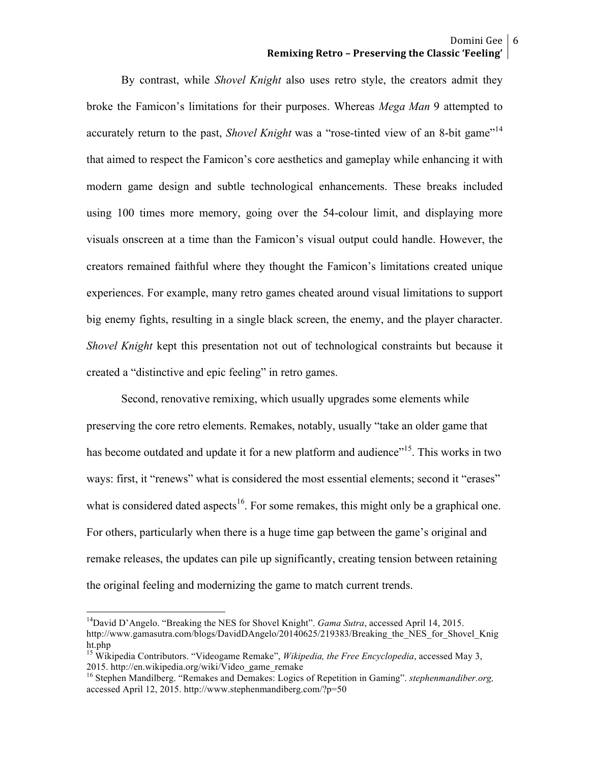By contrast, while *Shovel Knight* also uses retro style, the creators admit they broke the Famicon's limitations for their purposes. Whereas *Mega Man* 9 attempted to accurately return to the past, *Shovel Knight* was a "rose-tinted view of an 8-bit game"[14] that aimed to respect the Famicon's core aesthetics and gameplay while enhancing it with modern game design and subtle technological enhancements. These breaks included using 100 times more memory, going over the 54-colour limit, and displaying more visuals onscreen at a time than the Famicon's visual output could handle. However, the creators remained faithful where they thought the Famicon's limitations created unique experiences. For example, many retro games cheated around visual limitations to support big enemy fights, resulting in a single black screen, the enemy, and the player character. *Shovel Knight* kept this presentation not out of technological constraints but because it created a "distinctive and epic feeling" in retro games.

Second, renovative remixing, which usually upgrades some elements while preserving the core retro elements. Remakes, notably, usually "take an older game that has become outdated and update it for a new platform and audience"[15]. This works in two ways: first, it "renews" what is considered the most essential elements; second it "erases" what is considered dated aspects[16]. For some remakes, this might only be a graphical one. For others, particularly when there is a huge time gap between the game's original and remake releases, the updates can pile up significantly, creating tension between retaining the original feeling and modernizing the game to match current trends.

---

[14] David D'Angelo. "Breaking the NES for Shovel Knight". *Gama Sutra*, accessed April 14, 2015. http://www.gamasutra.com/blogs/DavidDAngelo/20140625/219383/Breaking_the_NES_for_Shovel_Knight.php

[15] Wikipedia Contributors. "Videogame Remake", *Wikipedia, the Free Encyclopedia*, accessed May 3, 2015. http://en.wikipedia.org/wiki/Video_game_remake

[16] Stephen Mandilberg. "Remakes and Demakes: Logics of Repetition in Gaming". *stephenmandiber.org,* accessed April 12, 2015. http://www.stephenmandiberg.com/?p=50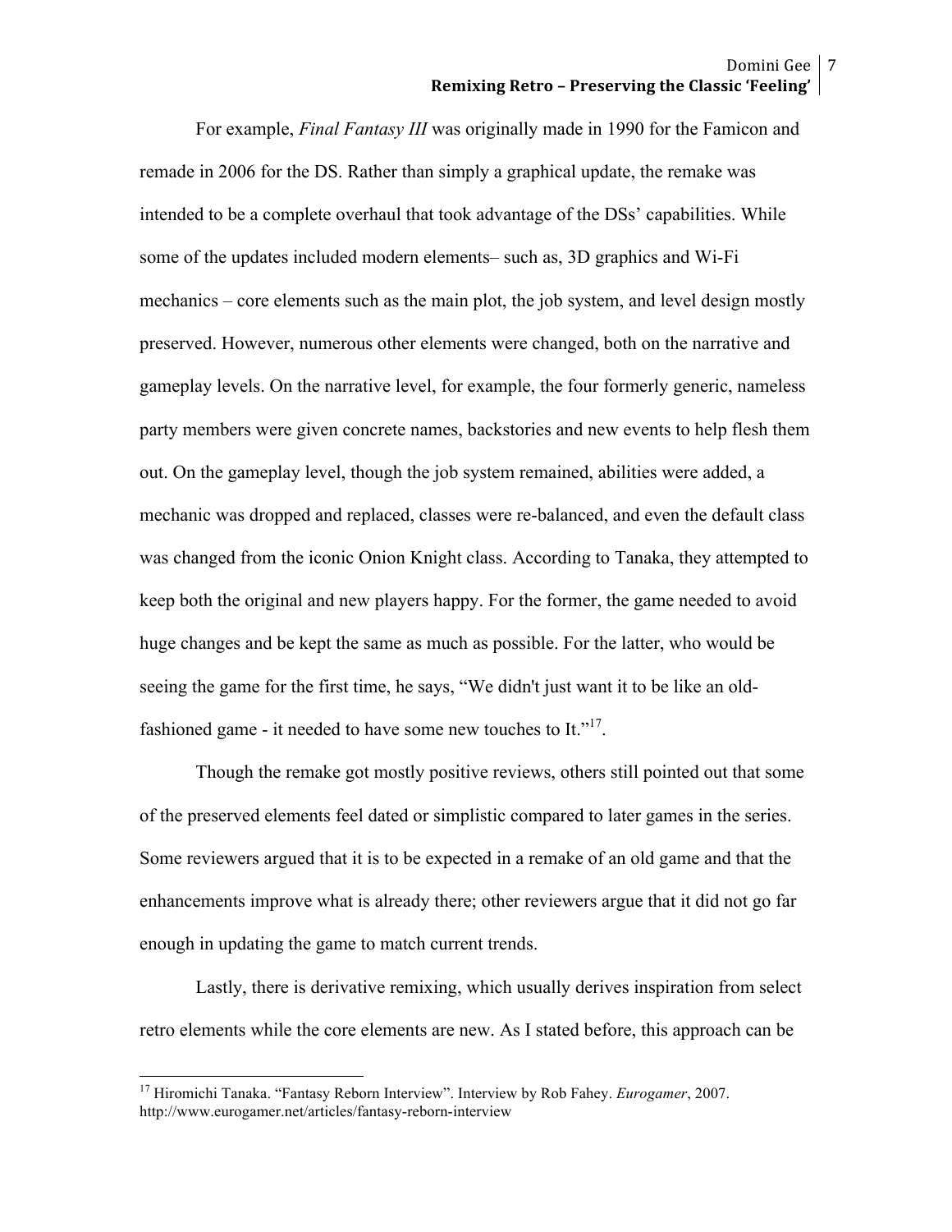For example, *Final Fantasy III* was originally made in 1990 for the Famicon and remade in 2006 for the DS. Rather than simply a graphical update, the remake was intended to be a complete overhaul that took advantage of the DSs' capabilities. While some of the updates included modern elements– such as, 3D graphics and Wi-Fi mechanics – core elements such as the main plot, the job system, and level design mostly preserved. However, numerous other elements were changed, both on the narrative and gameplay levels. On the narrative level, for example, the four formerly generic, nameless party members were given concrete names, backstories and new events to help flesh them out. On the gameplay level, though the job system remained, abilities were added, a mechanic was dropped and replaced, classes were re-balanced, and even the default class was changed from the iconic Onion Knight class. According to Tanaka, they attempted to keep both the original and new players happy. For the former, the game needed to avoid huge changes and be kept the same as much as possible. For the latter, who would be seeing the game for the first time, he says, "We didn't just want it to be like an old-fashioned game - it needed to have some new touches to It."[17].

Though the remake got mostly positive reviews, others still pointed out that some of the preserved elements feel dated or simplistic compared to later games in the series. Some reviewers argued that it is to be expected in a remake of an old game and that the enhancements improve what is already there; other reviewers argue that it did not go far enough in updating the game to match current trends.

Lastly, there is derivative remixing, which usually derives inspiration from select retro elements while the core elements are new. As I stated before, this approach can be

---

[17] Hiromichi Tanaka. "Fantasy Reborn Interview". Interview by Rob Fahey. *Eurogamer*, 2007. http://www.eurogamer.net/articles/fantasy-reborn-interview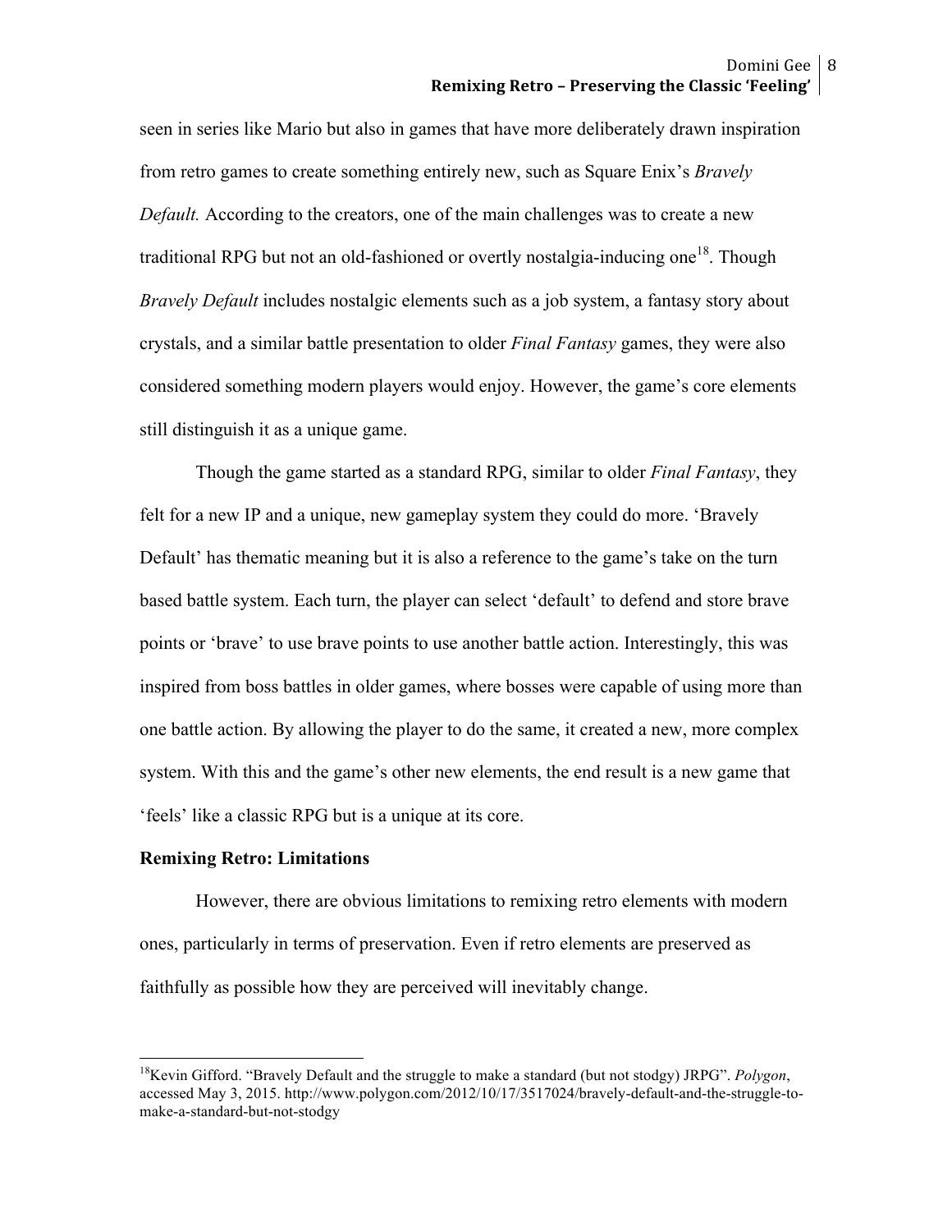seen in series like Mario but also in games that have more deliberately drawn inspiration from retro games to create something entirely new, such as Square Enix's *Bravely Default.* According to the creators, one of the main challenges was to create a new traditional RPG but not an old-fashioned or overtly nostalgia-inducing one[18]. Though *Bravely Default* includes nostalgic elements such as a job system, a fantasy story about crystals, and a similar battle presentation to older *Final Fantasy* games, they were also considered something modern players would enjoy. However, the game's core elements still distinguish it as a unique game.

Though the game started as a standard RPG, similar to older *Final Fantasy*, they felt for a new IP and a unique, new gameplay system they could do more. 'Bravely Default' has thematic meaning but it is also a reference to the game's take on the turn based battle system. Each turn, the player can select 'default' to defend and store brave points or 'brave' to use brave points to use another battle action. Interestingly, this was inspired from boss battles in older games, where bosses were capable of using more than one battle action. By allowing the player to do the same, it created a new, more complex system. With this and the game's other new elements, the end result is a new game that 'feels' like a classic RPG but is a unique at its core.

**Remixing Retro: Limitations**

However, there are obvious limitations to remixing retro elements with modern ones, particularly in terms of preservation. Even if retro elements are preserved as faithfully as possible how they are perceived will inevitably change.

---

[18] Kevin Gifford. "Bravely Default and the struggle to make a standard (but not stodgy) JRPG". *Polygon*, accessed May 3, 2015. http://www.polygon.com/2012/10/17/3517024/bravely-default-and-the-struggle-to-make-a-standard-but-not-stodgy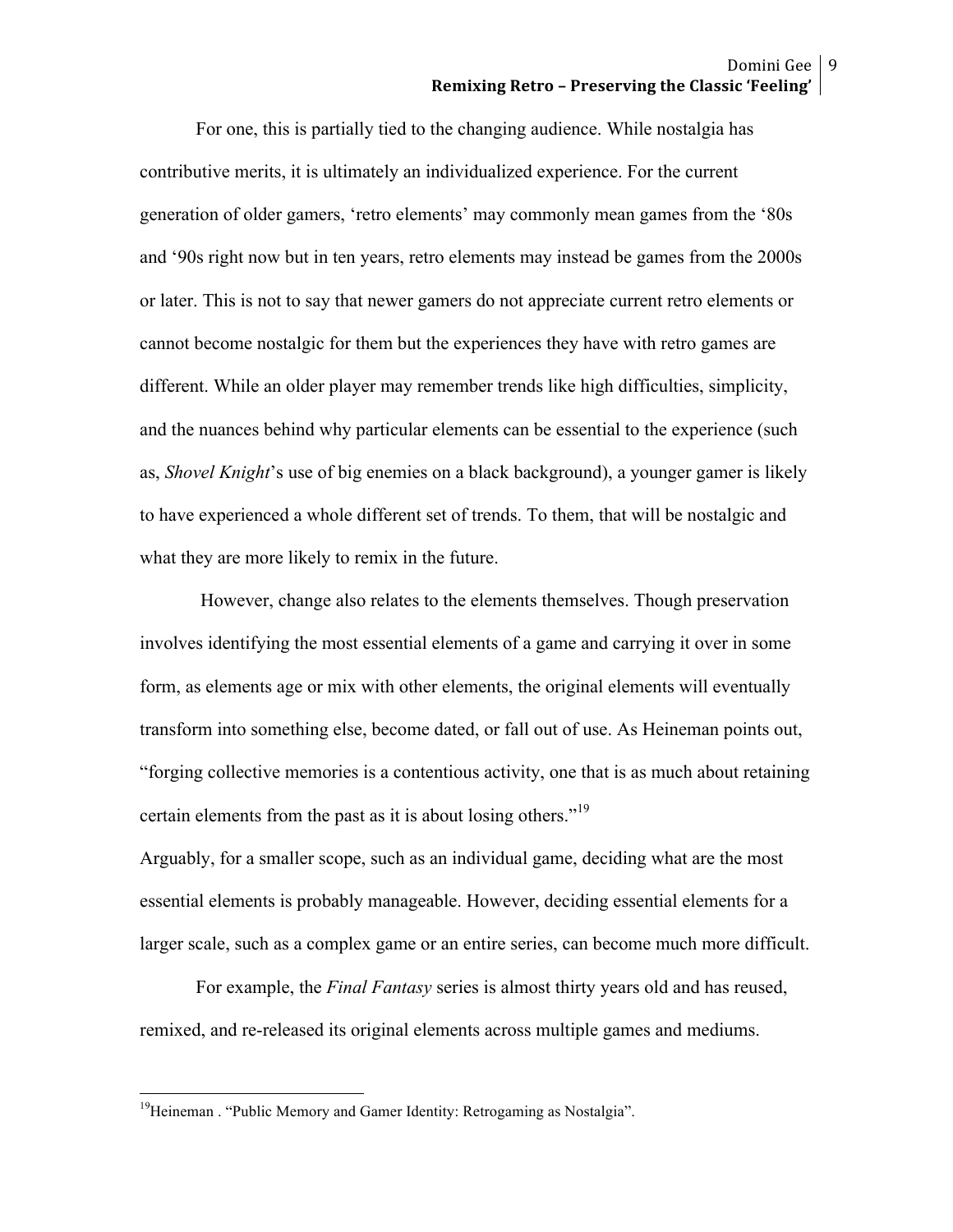For one, this is partially tied to the changing audience. While nostalgia has contributive merits, it is ultimately an individualized experience. For the current generation of older gamers, 'retro elements' may commonly mean games from the '80s and '90s right now but in ten years, retro elements may instead be games from the 2000s or later. This is not to say that newer gamers do not appreciate current retro elements or cannot become nostalgic for them but the experiences they have with retro games are different. While an older player may remember trends like high difficulties, simplicity, and the nuances behind why particular elements can be essential to the experience (such as, *Shovel Knight*'s use of big enemies on a black background), a younger gamer is likely to have experienced a whole different set of trends. To them, that will be nostalgic and what they are more likely to remix in the future.

However, change also relates to the elements themselves. Though preservation involves identifying the most essential elements of a game and carrying it over in some form, as elements age or mix with other elements, the original elements will eventually transform into something else, become dated, or fall out of use. As Heineman points out, "forging collective memories is a contentious activity, one that is as much about retaining certain elements from the past as it is about losing others."[19]

Arguably, for a smaller scope, such as an individual game, deciding what are the most essential elements is probably manageable. However, deciding essential elements for a larger scale, such as a complex game or an entire series, can become much more difficult.

For example, the *Final Fantasy* series is almost thirty years old and has reused, remixed, and re-released its original elements across multiple games and mediums.

---

[19] Heineman . "Public Memory and Gamer Identity: Retrogaming as Nostalgia".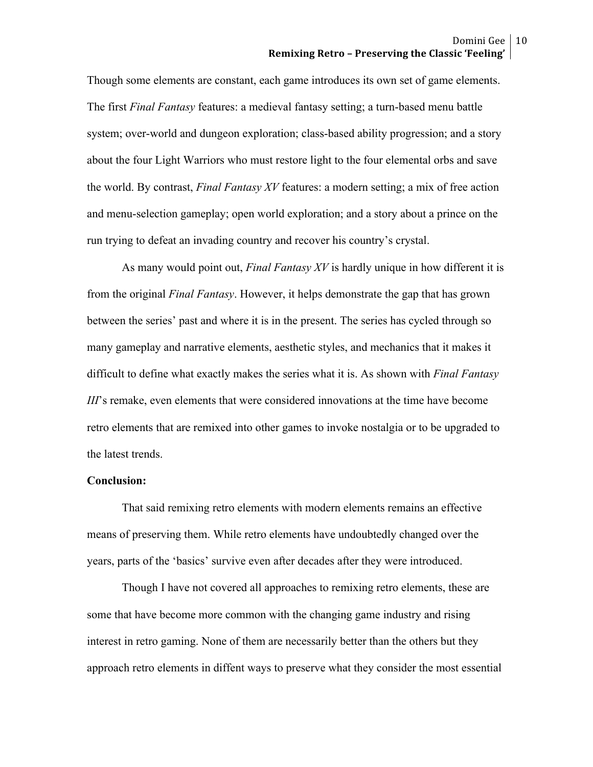Though some elements are constant, each game introduces its own set of game elements. The first *Final Fantasy* features: a medieval fantasy setting; a turn-based menu battle system; over-world and dungeon exploration; class-based ability progression; and a story about the four Light Warriors who must restore light to the four elemental orbs and save the world. By contrast, *Final Fantasy XV* features: a modern setting; a mix of free action and menu-selection gameplay; open world exploration; and a story about a prince on the run trying to defeat an invading country and recover his country's crystal.

As many would point out, *Final Fantasy XV* is hardly unique in how different it is from the original *Final Fantasy*. However, it helps demonstrate the gap that has grown between the series' past and where it is in the present. The series has cycled through so many gameplay and narrative elements, aesthetic styles, and mechanics that it makes it difficult to define what exactly makes the series what it is. As shown with *Final Fantasy III*'s remake, even elements that were considered innovations at the time have become retro elements that are remixed into other games to invoke nostalgia or to be upgraded to the latest trends.

**Conclusion:**

That said remixing retro elements with modern elements remains an effective means of preserving them. While retro elements have undoubtedly changed over the years, parts of the 'basics' survive even after decades after they were introduced.

Though I have not covered all approaches to remixing retro elements, these are some that have become more common with the changing game industry and rising interest in retro gaming. None of them are necessarily better than the others but they approach retro elements in diffent ways to preserve what they consider the most essential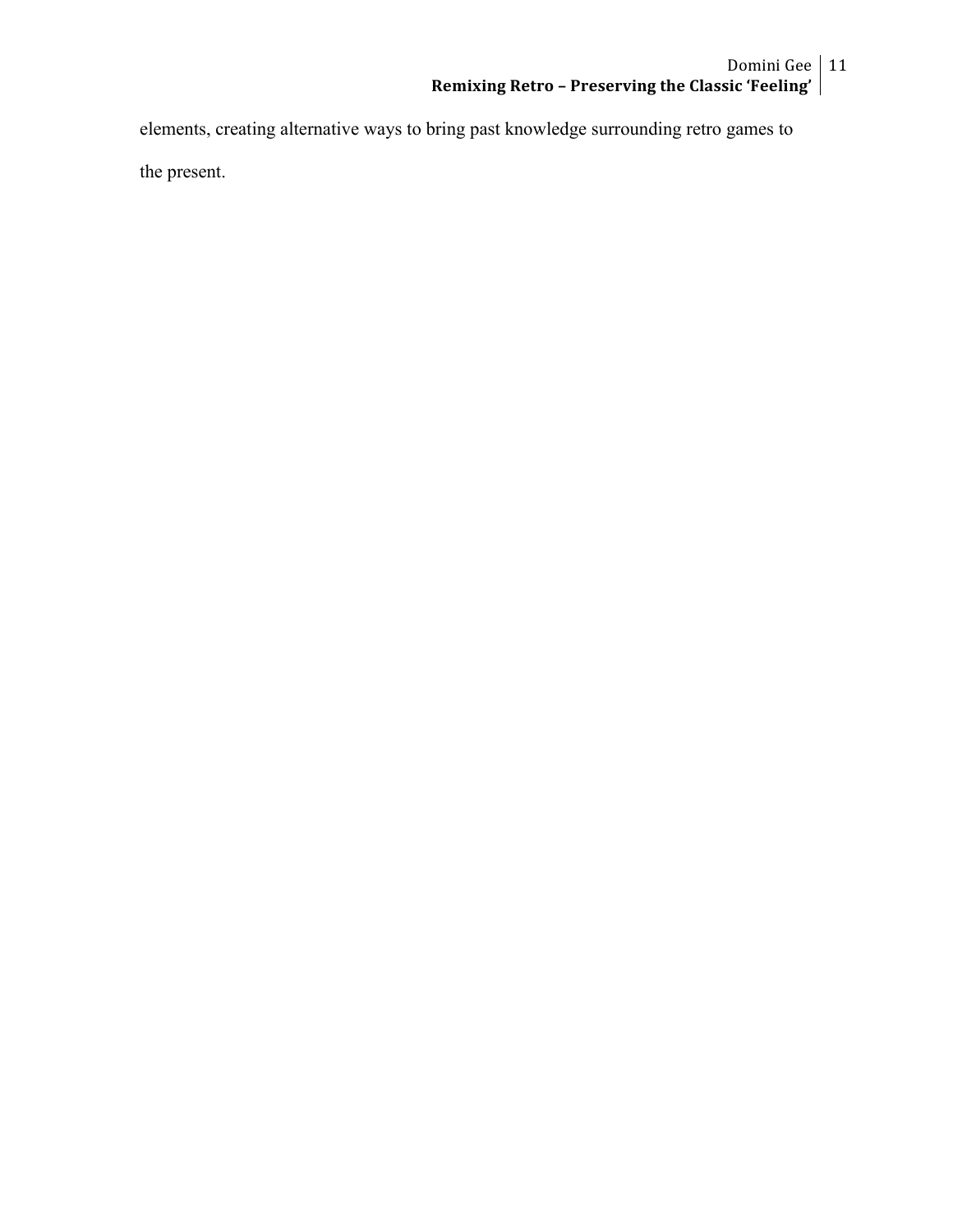elements, creating alternative ways to bring past knowledge surrounding retro games to the present.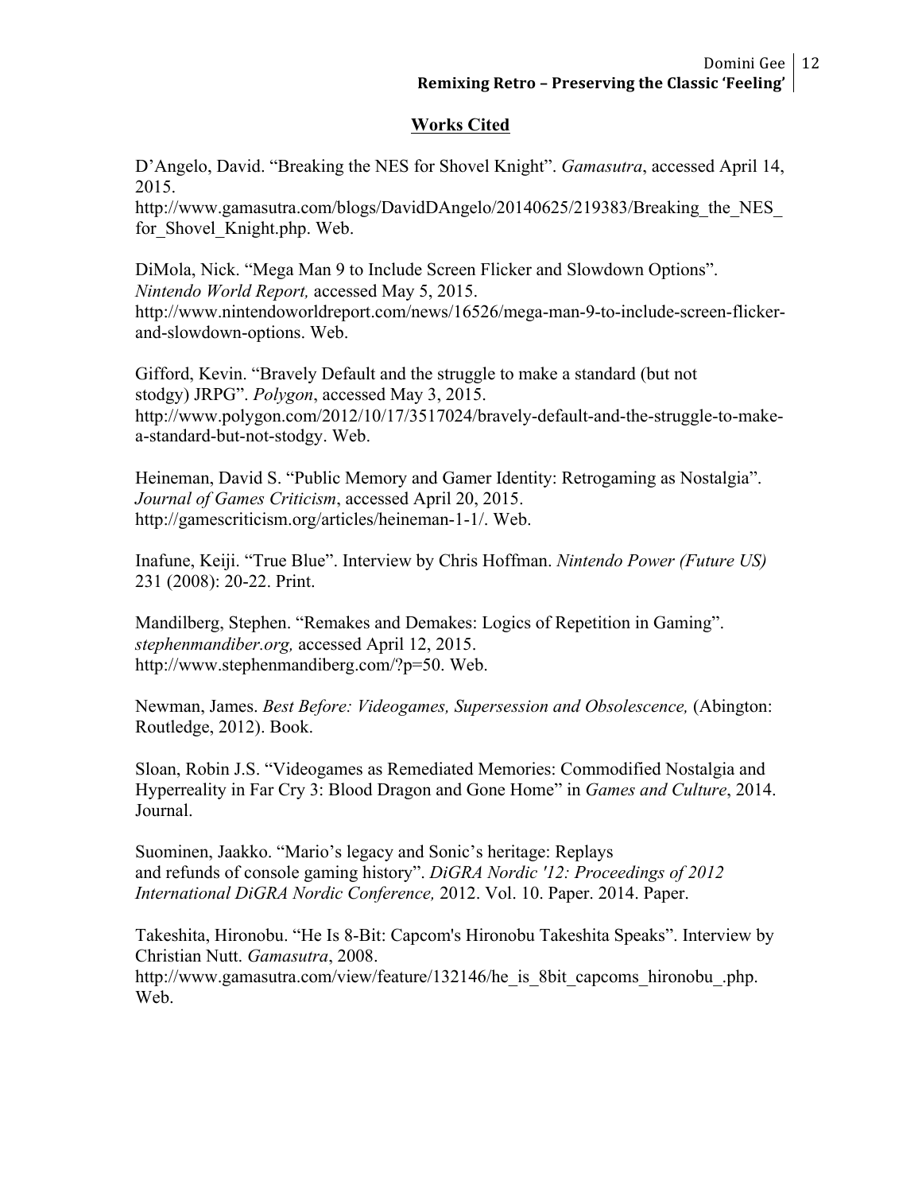## **Works Cited**

D'Angelo, David. "Breaking the NES for Shovel Knight". *Gamasutra*, accessed April 14, 2015.
http://www.gamasutra.com/blogs/DavidDAngelo/20140625/219383/Breaking_the_NES_for_Shovel_Knight.php. Web.

DiMola, Nick. "Mega Man 9 to Include Screen Flicker and Slowdown Options". *Nintendo World Report,* accessed May 5, 2015.
http://www.nintendoworldreport.com/news/16526/mega-man-9-to-include-screen-flicker-and-slowdown-options. Web.

Gifford, Kevin. "Bravely Default and the struggle to make a standard (but not stodgy) JRPG". *Polygon*, accessed May 3, 2015.
http://www.polygon.com/2012/10/17/3517024/bravely-default-and-the-struggle-to-make-a-standard-but-not-stodgy. Web.

Heineman, David S. "Public Memory and Gamer Identity: Retrogaming as Nostalgia". *Journal of Games Criticism*, accessed April 20, 2015.
http://gamescriticism.org/articles/heineman-1-1/. Web.

Inafune, Keiji. "True Blue". Interview by Chris Hoffman. *Nintendo Power (Future US)* 231 (2008): 20-22. Print.

Mandilberg, Stephen. "Remakes and Demakes: Logics of Repetition in Gaming". *stephenmandiber.org,* accessed April 12, 2015.
http://www.stephenmandiberg.com/?p=50. Web.

Newman, James. *Best Before: Videogames, Supersession and Obsolescence,* (Abington: Routledge, 2012). Book.

Sloan, Robin J.S. "Videogames as Remediated Memories: Commodified Nostalgia and Hyperreality in Far Cry 3: Blood Dragon and Gone Home" in *Games and Culture*, 2014. Journal.

Suominen, Jaakko. "Mario's legacy and Sonic's heritage: Replays and refunds of console gaming history". *DiGRA Nordic '12: Proceedings of 2012 International DiGRA Nordic Conference,* 2012. Vol. 10. Paper. 2014. Paper.

Takeshita, Hironobu. "He Is 8-Bit: Capcom's Hironobu Takeshita Speaks". Interview by Christian Nutt. *Gamasutra*, 2008.
http://www.gamasutra.com/view/feature/132146/he_is_8bit_capcoms_hironobu_.php. Web.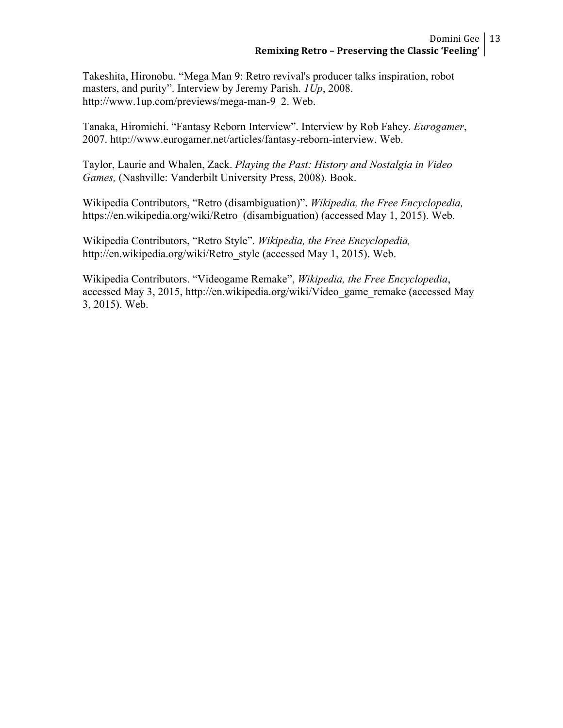Takeshita, Hironobu. "Mega Man 9: Retro revival's producer talks inspiration, robot masters, and purity". Interview by Jeremy Parish. *1Up*, 2008. http://www.1up.com/previews/mega-man-9_2. Web.

Tanaka, Hiromichi. "Fantasy Reborn Interview". Interview by Rob Fahey. *Eurogamer*, 2007. http://www.eurogamer.net/articles/fantasy-reborn-interview. Web.

Taylor, Laurie and Whalen, Zack. *Playing the Past: History and Nostalgia in Video Games,* (Nashville: Vanderbilt University Press, 2008). Book.

Wikipedia Contributors, "Retro (disambiguation)". *Wikipedia, the Free Encyclopedia,* https://en.wikipedia.org/wiki/Retro_(disambiguation) (accessed May 1, 2015). Web.

Wikipedia Contributors, "Retro Style". *Wikipedia, the Free Encyclopedia,* http://en.wikipedia.org/wiki/Retro_style (accessed May 1, 2015). Web.

Wikipedia Contributors. "Videogame Remake", *Wikipedia, the Free Encyclopedia*, accessed May 3, 2015, http://en.wikipedia.org/wiki/Video_game_remake (accessed May 3, 2015). Web.